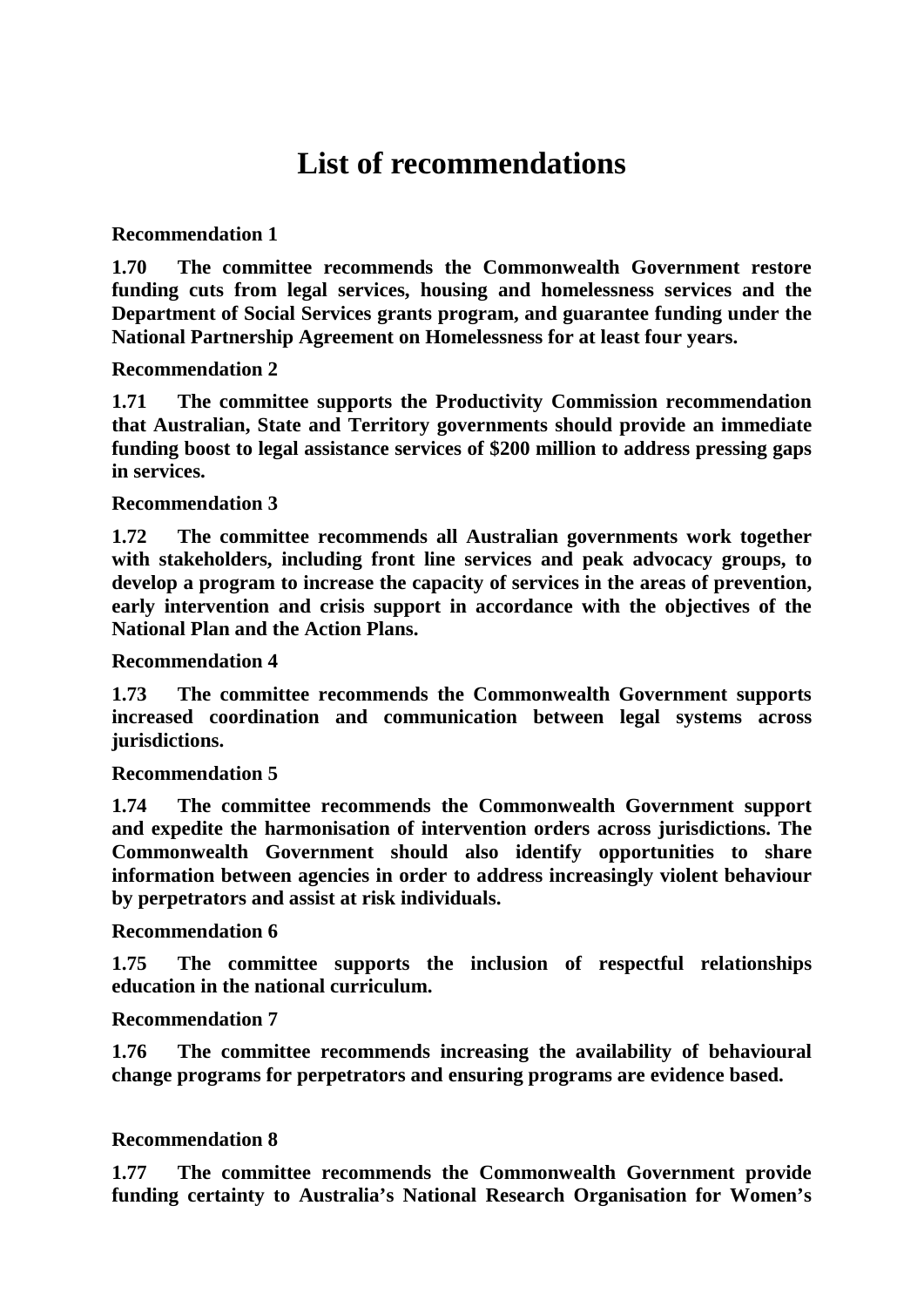# List of recommendations

**Recommendation 1**

**1.70 The committee recommends the Commonwealth Government restore funding cuts from legal services, housing and homelessness services and the Department of Social Services grants program, and guarantee funding under the National Partnership Agreement on Homelessness for at least four years.**

**Recommendation 2**

**1.71 The committee supports the Productivity Commission recommendation that Australian, State and Territory governments should provide an immediate funding boost to legal assistance services of $200 million to address pressing gaps in services.**

**Recommendation 3**

**1.72 The committee recommends all Australian governments work together with stakeholders, including front line services and peak advocacy groups, to develop a program to increase the capacity of services in the areas of prevention, early intervention and crisis support in accordance with the objectives of the National Plan and the Action Plans.**

**Recommendation 4**

**1.73 The committee recommends the Commonwealth Government supports increased coordination and communication between legal systems across jurisdictions.**

**Recommendation 5**

**1.74 The committee recommends the Commonwealth Government support and expedite the harmonisation of intervention orders across jurisdictions. The Commonwealth Government should also identify opportunities to share information between agencies in order to address increasingly violent behaviour by perpetrators and assist at risk individuals.**

**Recommendation 6**

**1.75 The committee supports the inclusion of respectful relationships education in the national curriculum.**

**Recommendation 7**

**1.76 The committee recommends increasing the availability of behavioural change programs for perpetrators and ensuring programs are evidence based.**

**Recommendation 8**

**1.77 The committee recommends the Commonwealth Government provide funding certainty to Australia's National Research Organisation for Women's**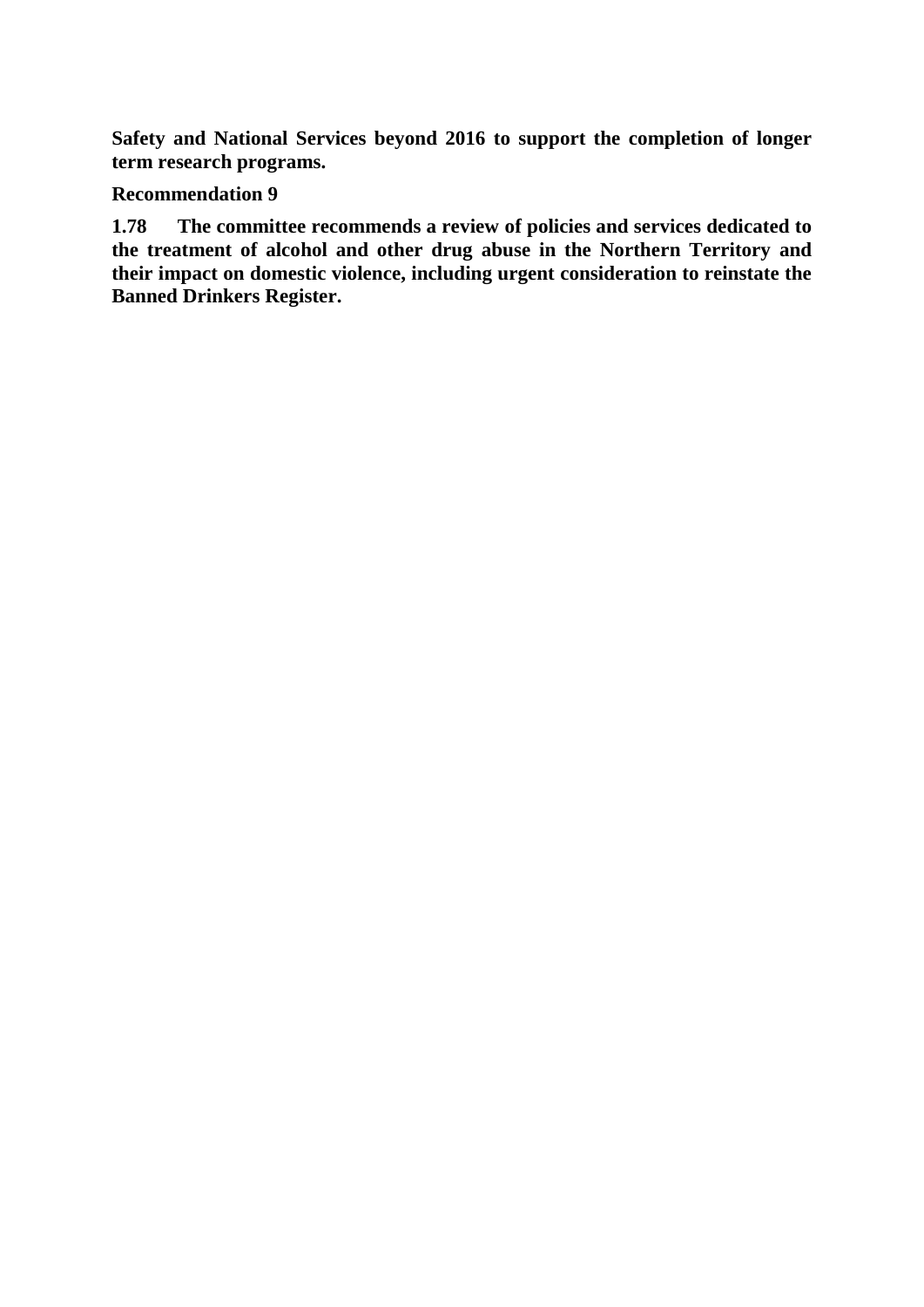**Safety and National Services beyond 2016 to support the completion of longer term research programs.**

**Recommendation 9**

**1.78 The committee recommends a review of policies and services dedicated to the treatment of alcohol and other drug abuse in the Northern Territory and their impact on domestic violence, including urgent consideration to reinstate the Banned Drinkers Register.**